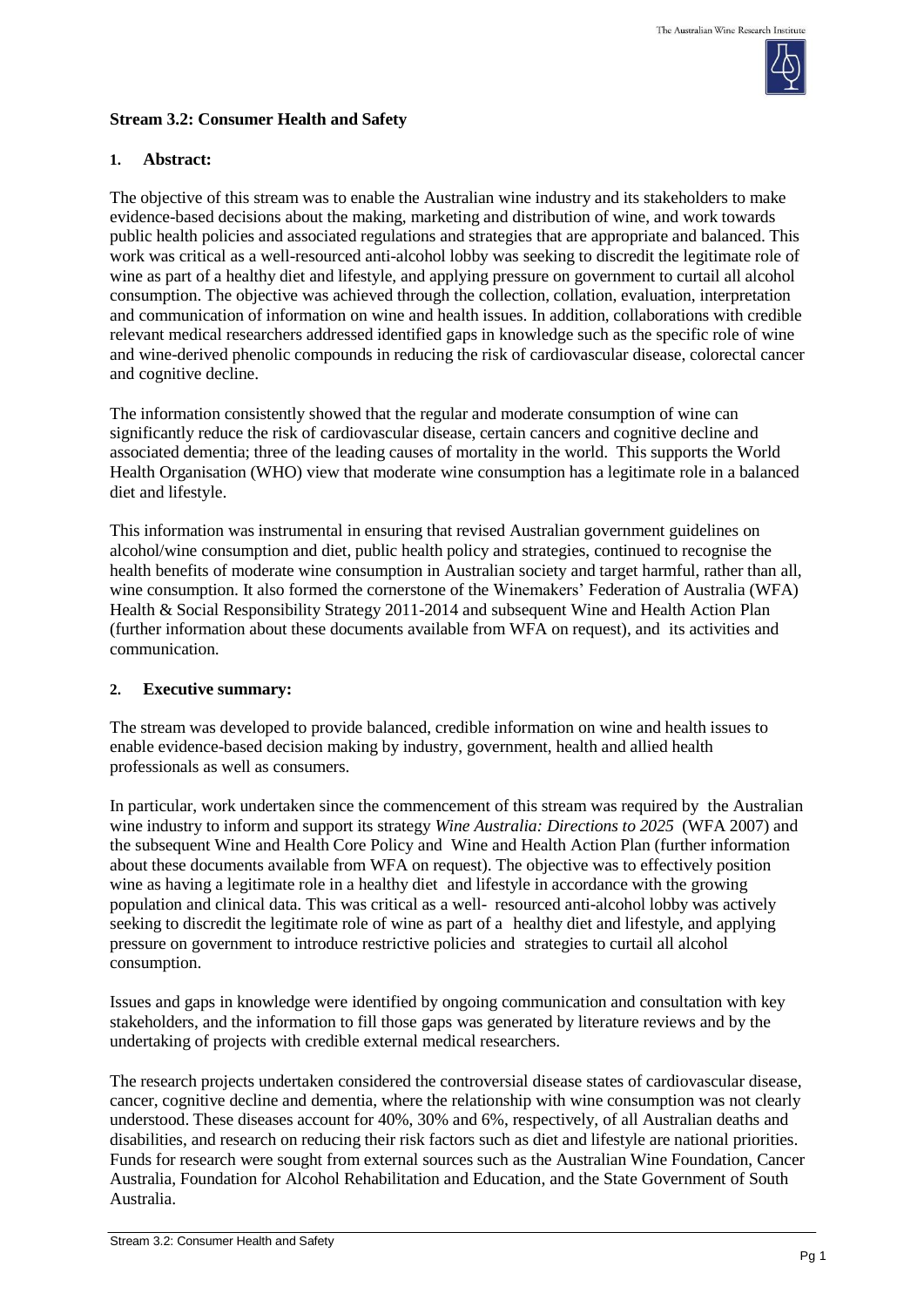## Stream 3.2: Consumer Health and Safety

### 1. Abstract:

The objective of this stream was to enable the Australian wine industry and its stakeholders to make evidence-based decisions about the making, marketing and distribution of wine, and work towards public health policies and associated regulations and strategies that are appropriate and balanced. This work was critical as a well-resourced anti-alcohol lobby was seeking to discredit the legitimate role of wine as part of a healthy diet and lifestyle, and applying pressure on government to curtail all alcohol consumption. The objective was achieved through the collection, collation, evaluation, interpretation and communication of information on wine and health issues. In addition, collaborations with credible relevant medical researchers addressed identified gaps in knowledge such as the specific role of wine and wine-derived phenolic compounds in reducing the risk of cardiovascular disease, colorectal cancer and cognitive decline.

The information consistently showed that the regular and moderate consumption of wine can significantly reduce the risk of cardiovascular disease, certain cancers and cognitive decline and associated dementia; three of the leading causes of mortality in the world. This supports the World Health Organisation (WHO) view that moderate wine consumption has a legitimate role in a balanced diet and lifestyle.

This information was instrumental in ensuring that revised Australian government guidelines on alcohol/wine consumption and diet, public health policy and strategies, continued to recognise the health benefits of moderate wine consumption in Australian society and target harmful, rather than all, wine consumption. It also formed the cornerstone of the Winemakers' Federation of Australia (WFA) Health & Social Responsibility Strategy 2011-2014 and subsequent Wine and Health Action Plan (further information about these documents available from WFA on request), and its activities and communication.

### 2. Executive summary:

The stream was developed to provide balanced, credible information on wine and health issues to enable evidence-based decision making by industry, government, health and allied health professionals as well as consumers.

In particular, work undertaken since the commencement of this stream was required by the Australian wine industry to inform and support its strategy *Wine Australia: Directions to 2025* (WFA 2007) and the subsequent Wine and Health Core Policy and Wine and Health Action Plan (further information about these documents available from WFA on request). The objective was to effectively position wine as having a legitimate role in a healthy diet and lifestyle in accordance with the growing population and clinical data. This was critical as a well- resourced anti-alcohol lobby was actively seeking to discredit the legitimate role of wine as part of a healthy diet and lifestyle, and applying pressure on government to introduce restrictive policies and strategies to curtail all alcohol consumption.

Issues and gaps in knowledge were identified by ongoing communication and consultation with key stakeholders, and the information to fill those gaps was generated by literature reviews and by the undertaking of projects with credible external medical researchers.

The research projects undertaken considered the controversial disease states of cardiovascular disease, cancer, cognitive decline and dementia, where the relationship with wine consumption was not clearly understood. These diseases account for 40%, 30% and 6%, respectively, of all Australian deaths and disabilities, and research on reducing their risk factors such as diet and lifestyle are national priorities. Funds for research were sought from external sources such as the Australian Wine Foundation, Cancer Australia, Foundation for Alcohol Rehabilitation and Education, and the State Government of South Australia.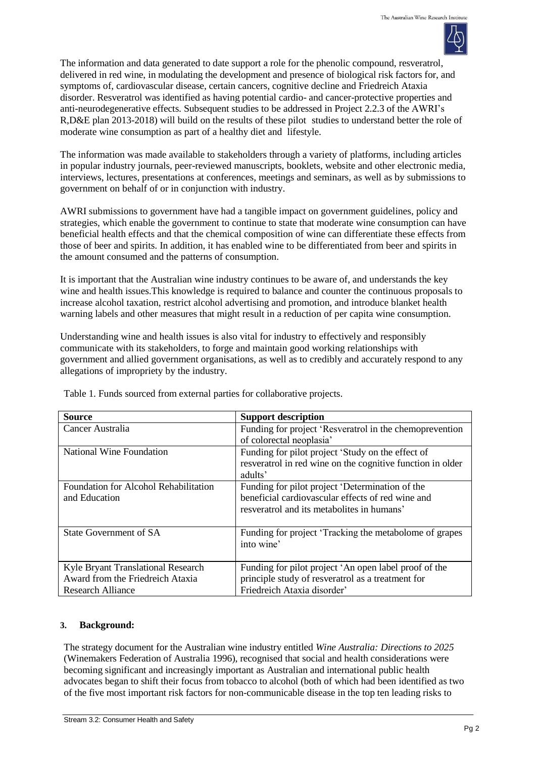The information and data generated to date support a role for the phenolic compound, resveratrol, delivered in red wine, in modulating the development and presence of biological risk factors for, and symptoms of, cardiovascular disease, certain cancers, cognitive decline and Friedreich Ataxia disorder. Resveratrol was identified as having potential cardio- and cancer-protective properties and anti-neurodegenerative effects. Subsequent studies to be addressed in Project 2.2.3 of the AWRI's R,D&E plan 2013-2018) will build on the results of these pilot studies to understand better the role of moderate wine consumption as part of a healthy diet and lifestyle.

The information was made available to stakeholders through a variety of platforms, including articles in popular industry journals, peer-reviewed manuscripts, booklets, website and other electronic media, interviews, lectures, presentations at conferences, meetings and seminars, as well as by submissions to government on behalf of or in conjunction with industry.

AWRI submissions to government have had a tangible impact on government guidelines, policy and strategies, which enable the government to continue to state that moderate wine consumption can have beneficial health effects and that the chemical composition of wine can differentiate these effects from those of beer and spirits. In addition, it has enabled wine to be differentiated from beer and spirits in the amount consumed and the patterns of consumption.

It is important that the Australian wine industry continues to be aware of, and understands the key wine and health issues.This knowledge is required to balance and counter the continuous proposals to increase alcohol taxation, restrict alcohol advertising and promotion, and introduce blanket health warning labels and other measures that might result in a reduction of per capita wine consumption.

Understanding wine and health issues is also vital for industry to effectively and responsibly communicate with its stakeholders, to forge and maintain good working relationships with government and allied government organisations, as well as to credibly and accurately respond to any allegations of impropriety by the industry.

Table 1. Funds sourced from external parties for collaborative projects.

| Source | Support description |
|---|---|
| Cancer Australia | Funding for project 'Resveratrol in the chemoprevention of colorectal neoplasia' |
| National Wine Foundation | Funding for pilot project 'Study on the effect of resveratrol in red wine on the cognitive function in older adults' |
| Foundation for Alcohol Rehabilitation and Education | Funding for pilot project 'Determination of the beneficial cardiovascular effects of red wine and resveratrol and its metabolites in humans' |
| State Government of SA | Funding for project 'Tracking the metabolome of grapes into wine' |
| Kyle Bryant Translational Research Award from the Friedreich Ataxia Research Alliance | Funding for pilot project 'An open label proof of the principle study of resveratrol as a treatment for Friedreich Ataxia disorder' |

## 3. Background:

The strategy document for the Australian wine industry entitled *Wine Australia: Directions to 2025* (Winemakers Federation of Australia 1996), recognised that social and health considerations were becoming significant and increasingly important as Australian and international public health advocates began to shift their focus from tobacco to alcohol (both of which had been identified as two of the five most important risk factors for non-communicable disease in the top ten leading risks to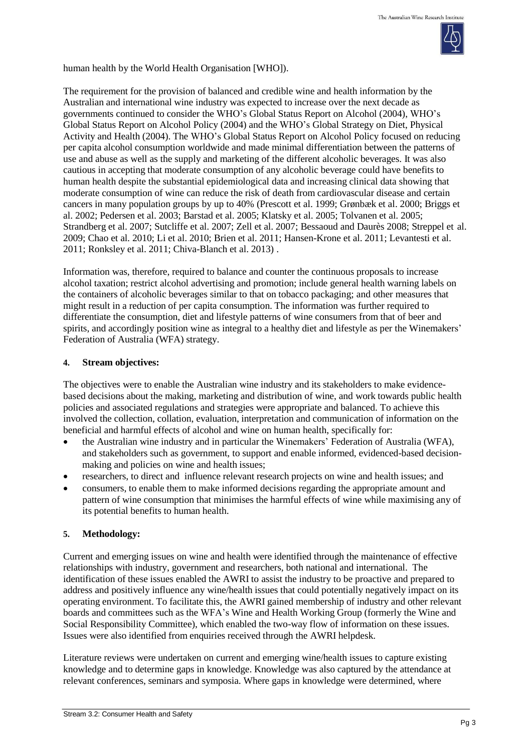human health by the World Health Organisation [WHO]).

The requirement for the provision of balanced and credible wine and health information by the Australian and international wine industry was expected to increase over the next decade as governments continued to consider the WHO's Global Status Report on Alcohol (2004), WHO's Global Status Report on Alcohol Policy (2004) and the WHO's Global Strategy on Diet, Physical Activity and Health (2004). The WHO's Global Status Report on Alcohol Policy focused on reducing per capita alcohol consumption worldwide and made minimal differentiation between the patterns of use and abuse as well as the supply and marketing of the different alcoholic beverages. It was also cautious in accepting that moderate consumption of any alcoholic beverage could have benefits to human health despite the substantial epidemiological data and increasing clinical data showing that moderate consumption of wine can reduce the risk of death from cardiovascular disease and certain cancers in many population groups by up to 40% (Prescott et al. 1999; Grønbæk et al. 2000; Briggs et al. 2002; Pedersen et al. 2003; Barstad et al. 2005; Klatsky et al. 2005; Tolvanen et al. 2005; Strandberg et al. 2007; Sutcliffe et al. 2007; Zell et al. 2007; Bessaoud and Daurès 2008; Streppel et al. 2009; Chao et al. 2010; Li et al. 2010; Brien et al. 2011; Hansen-Krone et al. 2011; Levantesti et al. 2011; Ronksley et al. 2011; Chiva-Blanch et al. 2013) .

Information was, therefore, required to balance and counter the continuous proposals to increase alcohol taxation; restrict alcohol advertising and promotion; include general health warning labels on the containers of alcoholic beverages similar to that on tobacco packaging; and other measures that might result in a reduction of per capita consumption. The information was further required to differentiate the consumption, diet and lifestyle patterns of wine consumers from that of beer and spirits, and accordingly position wine as integral to a healthy diet and lifestyle as per the Winemakers' Federation of Australia (WFA) strategy.

## 4. Stream objectives:

The objectives were to enable the Australian wine industry and its stakeholders to make evidence-based decisions about the making, marketing and distribution of wine, and work towards public health policies and associated regulations and strategies were appropriate and balanced. To achieve this involved the collection, collation, evaluation, interpretation and communication of information on the beneficial and harmful effects of alcohol and wine on human health, specifically for:

- the Australian wine industry and in particular the Winemakers' Federation of Australia (WFA), and stakeholders such as government, to support and enable informed, evidenced-based decision-making and policies on wine and health issues;
- researchers, to direct and influence relevant research projects on wine and health issues; and
- consumers, to enable them to make informed decisions regarding the appropriate amount and pattern of wine consumption that minimises the harmful effects of wine while maximising any of its potential benefits to human health.

## 5. Methodology:

Current and emerging issues on wine and health were identified through the maintenance of effective relationships with industry, government and researchers, both national and international. The identification of these issues enabled the AWRI to assist the industry to be proactive and prepared to address and positively influence any wine/health issues that could potentially negatively impact on its operating environment. To facilitate this, the AWRI gained membership of industry and other relevant boards and committees such as the WFA's Wine and Health Working Group (formerly the Wine and Social Responsibility Committee), which enabled the two-way flow of information on these issues. Issues were also identified from enquiries received through the AWRI helpdesk.

Literature reviews were undertaken on current and emerging wine/health issues to capture existing knowledge and to determine gaps in knowledge. Knowledge was also captured by the attendance at relevant conferences, seminars and symposia. Where gaps in knowledge were determined, where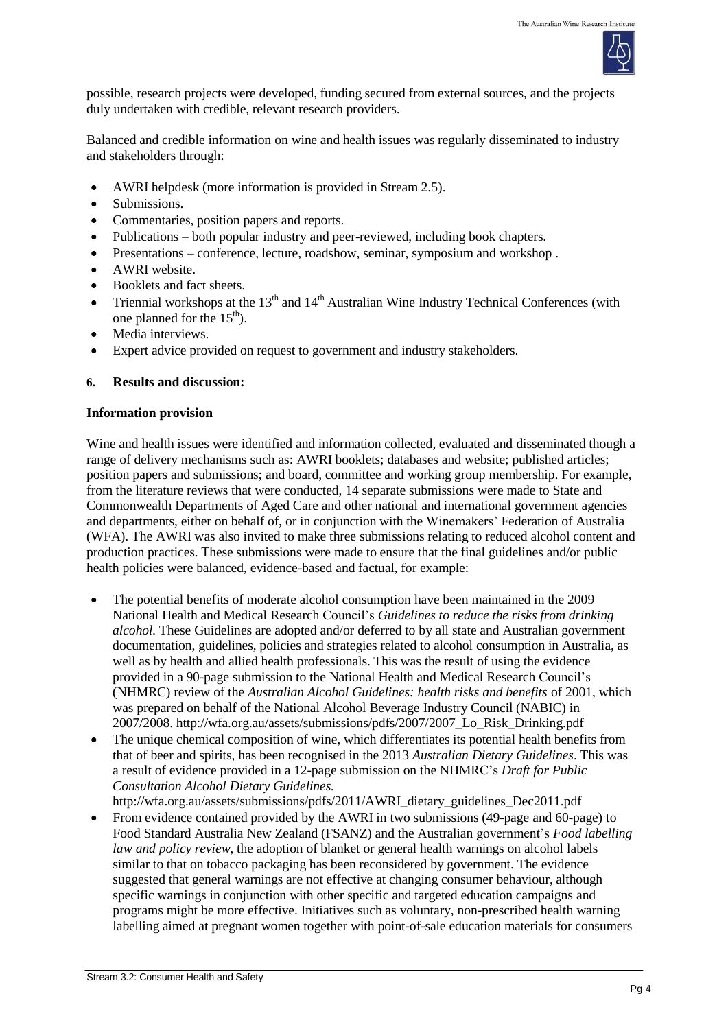possible, research projects were developed, funding secured from external sources, and the projects duly undertaken with credible, relevant research providers.

Balanced and credible information on wine and health issues was regularly disseminated to industry and stakeholders through:

- AWRI helpdesk (more information is provided in Stream 2.5).
- Submissions.
- Commentaries, position papers and reports.
- Publications – both popular industry and peer-reviewed, including book chapters.
- Presentations – conference, lecture, roadshow, seminar, symposium and workshop .
- AWRI website.
- Booklets and fact sheets.
- Triennial workshops at the 13th and 14th Australian Wine Industry Technical Conferences (with one planned for the 15th).
- Media interviews.
- Expert advice provided on request to government and industry stakeholders.

## 6. Results and discussion:

### Information provision

Wine and health issues were identified and information collected, evaluated and disseminated though a range of delivery mechanisms such as: AWRI booklets; databases and website; published articles; position papers and submissions; and board, committee and working group membership. For example, from the literature reviews that were conducted, 14 separate submissions were made to State and Commonwealth Departments of Aged Care and other national and international government agencies and departments, either on behalf of, or in conjunction with the Winemakers' Federation of Australia (WFA). The AWRI was also invited to make three submissions relating to reduced alcohol content and production practices. These submissions were made to ensure that the final guidelines and/or public health policies were balanced, evidence-based and factual, for example:

- The potential benefits of moderate alcohol consumption have been maintained in the 2009 National Health and Medical Research Council's *Guidelines to reduce the risks from drinking alcohol.* These Guidelines are adopted and/or deferred to by all state and Australian government documentation, guidelines, policies and strategies related to alcohol consumption in Australia, as well as by health and allied health professionals. This was the result of using the evidence provided in a 90-page submission to the National Health and Medical Research Council's (NHMRC) review of the *Australian Alcohol Guidelines: health risks and benefits* of 2001, which was prepared on behalf of the National Alcohol Beverage Industry Council (NABIC) in 2007/2008. http://wfa.org.au/assets/submissions/pdfs/2007/2007_Lo_Risk_Drinking.pdf
- The unique chemical composition of wine, which differentiates its potential health benefits from that of beer and spirits, has been recognised in the 2013 *Australian Dietary Guidelines*. This was a result of evidence provided in a 12-page submission on the NHMRC's *Draft for Public Consultation Alcohol Dietary Guidelines.* http://wfa.org.au/assets/submissions/pdfs/2011/AWRI_dietary_guidelines_Dec2011.pdf
- From evidence contained provided by the AWRI in two submissions (49-page and 60-page) to Food Standard Australia New Zealand (FSANZ) and the Australian government's *Food labelling law and policy review*, the adoption of blanket or general health warnings on alcohol labels similar to that on tobacco packaging has been reconsidered by government. The evidence suggested that general warnings are not effective at changing consumer behaviour, although specific warnings in conjunction with other specific and targeted education campaigns and programs might be more effective. Initiatives such as voluntary, non-prescribed health warning labelling aimed at pregnant women together with point-of-sale education materials for consumers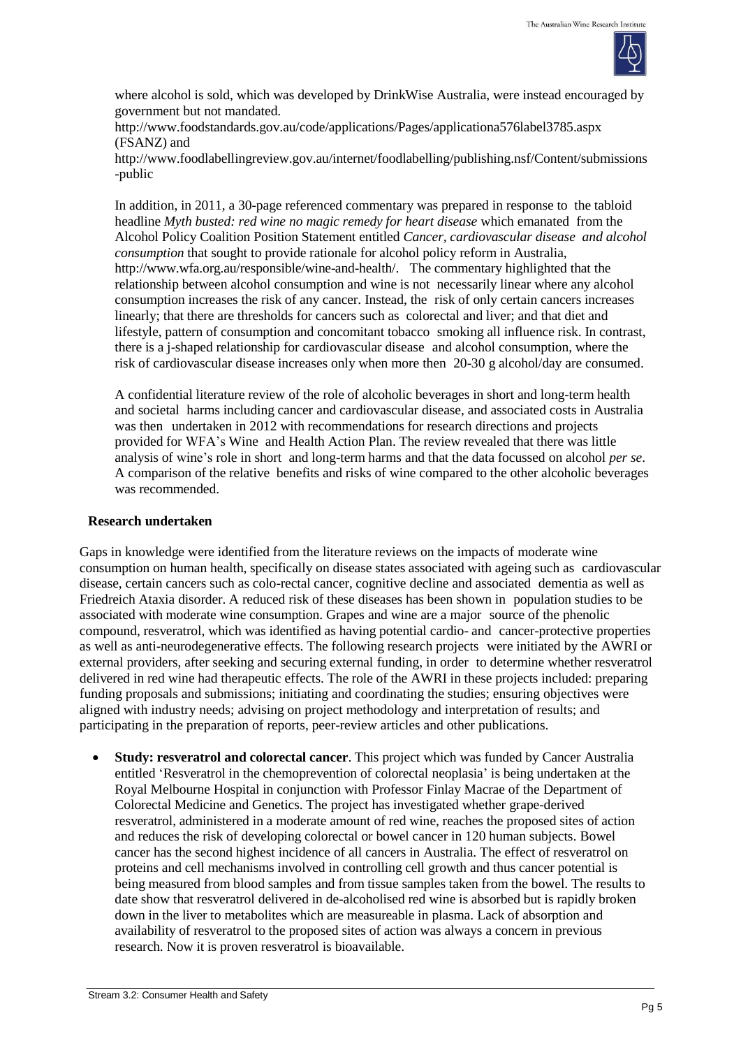where alcohol is sold, which was developed by DrinkWise Australia, were instead encouraged by government but not mandated.
http://www.foodstandards.gov.au/code/applications/Pages/applicationa576label3785.aspx (FSANZ) and
http://www.foodlabellingreview.gov.au/internet/foodlabelling/publishing.nsf/Content/submissions-public

In addition, in 2011, a 30-page referenced commentary was prepared in response to the tabloid headline *Myth busted: red wine no magic remedy for heart disease* which emanated from the Alcohol Policy Coalition Position Statement entitled *Cancer, cardiovascular disease and alcohol consumption* that sought to provide rationale for alcohol policy reform in Australia, http://www.wfa.org.au/responsible/wine-and-health/. The commentary highlighted that the relationship between alcohol consumption and wine is not necessarily linear where any alcohol consumption increases the risk of any cancer. Instead, the risk of only certain cancers increases linearly; that there are thresholds for cancers such as colorectal and liver; and that diet and lifestyle, pattern of consumption and concomitant tobacco smoking all influence risk. In contrast, there is a j-shaped relationship for cardiovascular disease and alcohol consumption, where the risk of cardiovascular disease increases only when more then 20-30 g alcohol/day are consumed.

A confidential literature review of the role of alcoholic beverages in short and long-term health and societal harms including cancer and cardiovascular disease, and associated costs in Australia was then undertaken in 2012 with recommendations for research directions and projects provided for WFA's Wine and Health Action Plan. The review revealed that there was little analysis of wine's role in short and long-term harms and that the data focussed on alcohol *per se*. A comparison of the relative benefits and risks of wine compared to the other alcoholic beverages was recommended.

**Research undertaken**

Gaps in knowledge were identified from the literature reviews on the impacts of moderate wine consumption on human health, specifically on disease states associated with ageing such as cardiovascular disease, certain cancers such as colo-rectal cancer, cognitive decline and associated dementia as well as Friedreich Ataxia disorder. A reduced risk of these diseases has been shown in population studies to be associated with moderate wine consumption. Grapes and wine are a major source of the phenolic compound, resveratrol, which was identified as having potential cardio- and cancer-protective properties as well as anti-neurodegenerative effects. The following research projects were initiated by the AWRI or external providers, after seeking and securing external funding, in order to determine whether resveratrol delivered in red wine had therapeutic effects. The role of the AWRI in these projects included: preparing funding proposals and submissions; initiating and coordinating the studies; ensuring objectives were aligned with industry needs; advising on project methodology and interpretation of results; and participating in the preparation of reports, peer-review articles and other publications.

- **Study: resveratrol and colorectal cancer**. This project which was funded by Cancer Australia entitled 'Resveratrol in the chemoprevention of colorectal neoplasia' is being undertaken at the Royal Melbourne Hospital in conjunction with Professor Finlay Macrae of the Department of Colorectal Medicine and Genetics. The project has investigated whether grape-derived resveratrol, administered in a moderate amount of red wine, reaches the proposed sites of action and reduces the risk of developing colorectal or bowel cancer in 120 human subjects. Bowel cancer has the second highest incidence of all cancers in Australia. The effect of resveratrol on proteins and cell mechanisms involved in controlling cell growth and thus cancer potential is being measured from blood samples and from tissue samples taken from the bowel. The results to date show that resveratrol delivered in de-alcoholised red wine is absorbed but is rapidly broken down in the liver to metabolites which are measureable in plasma. Lack of absorption and availability of resveratrol to the proposed sites of action was always a concern in previous research. Now it is proven resveratrol is bioavailable.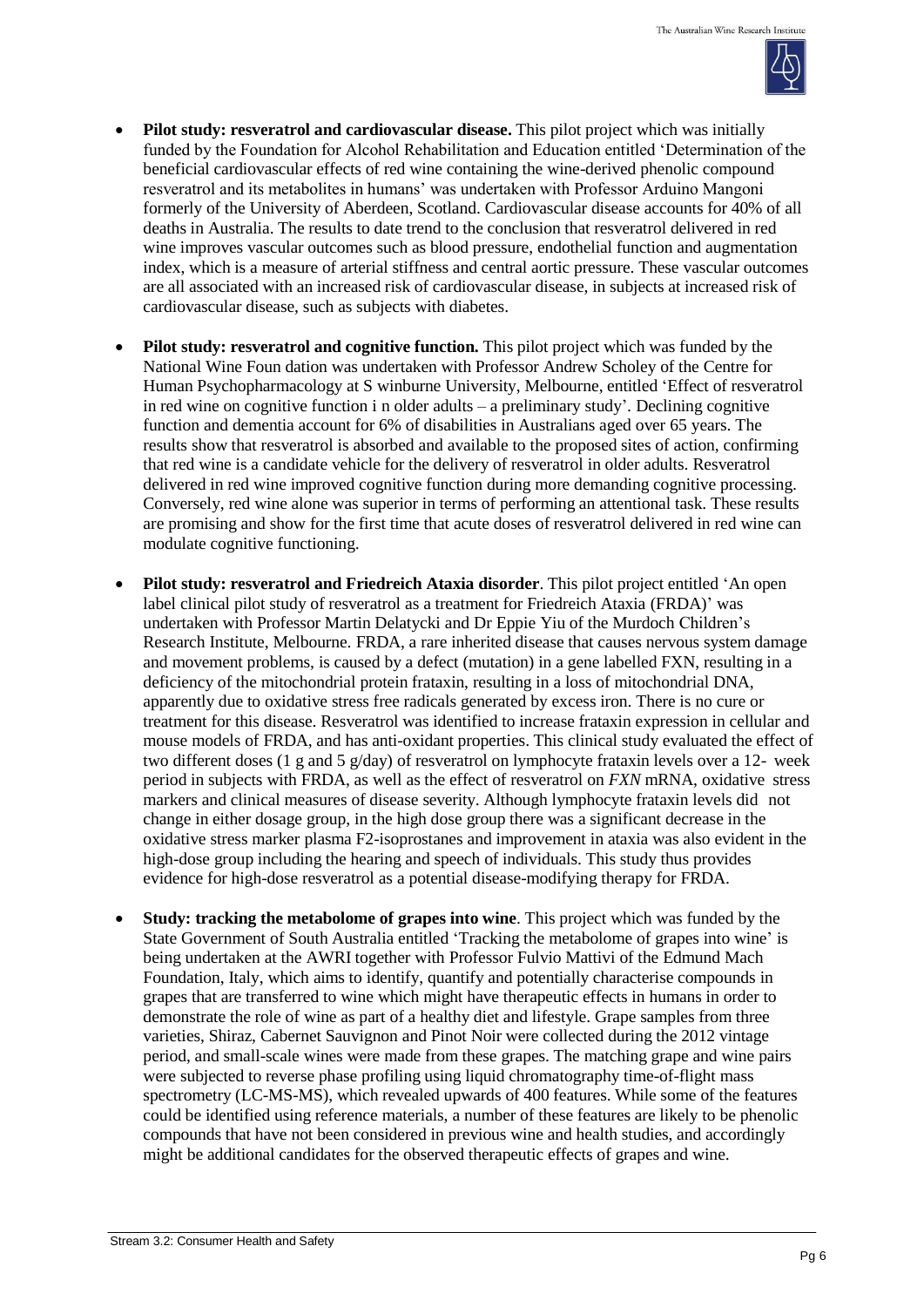- **Pilot study: resveratrol and cardiovascular disease.** This pilot project which was initially funded by the Foundation for Alcohol Rehabilitation and Education entitled 'Determination of the beneficial cardiovascular effects of red wine containing the wine-derived phenolic compound resveratrol and its metabolites in humans' was undertaken with Professor Arduino Mangoni formerly of the University of Aberdeen, Scotland. Cardiovascular disease accounts for 40% of all deaths in Australia. The results to date trend to the conclusion that resveratrol delivered in red wine improves vascular outcomes such as blood pressure, endothelial function and augmentation index, which is a measure of arterial stiffness and central aortic pressure. These vascular outcomes are all associated with an increased risk of cardiovascular disease, in subjects at increased risk of cardiovascular disease, such as subjects with diabetes.

- **Pilot study: resveratrol and cognitive function.** This pilot project which was funded by the National Wine Foun dation was undertaken with Professor Andrew Scholey of the Centre for Human Psychopharmacology at S winburne University, Melbourne, entitled 'Effect of resveratrol in red wine on cognitive function i n older adults – a preliminary study'. Declining cognitive function and dementia account for 6% of disabilities in Australians aged over 65 years. The results show that resveratrol is absorbed and available to the proposed sites of action, confirming that red wine is a candidate vehicle for the delivery of resveratrol in older adults. Resveratrol delivered in red wine improved cognitive function during more demanding cognitive processing. Conversely, red wine alone was superior in terms of performing an attentional task. These results are promising and show for the first time that acute doses of resveratrol delivered in red wine can modulate cognitive functioning.

- **Pilot study: resveratrol and Friedreich Ataxia disorder**. This pilot project entitled 'An open label clinical pilot study of resveratrol as a treatment for Friedreich Ataxia (FRDA)' was undertaken with Professor Martin Delatycki and Dr Eppie Yiu of the Murdoch Children's Research Institute, Melbourne. FRDA, a rare inherited disease that causes nervous system damage and movement problems, is caused by a defect (mutation) in a gene labelled FXN, resulting in a deficiency of the mitochondrial protein frataxin, resulting in a loss of mitochondrial DNA, apparently due to oxidative stress free radicals generated by excess iron. There is no cure or treatment for this disease. Resveratrol was identified to increase frataxin expression in cellular and mouse models of FRDA, and has anti-oxidant properties. This clinical study evaluated the effect of two different doses (1 g and 5 g/day) of resveratrol on lymphocyte frataxin levels over a 12- week period in subjects with FRDA, as well as the effect of resveratrol on *FXN* mRNA, oxidative stress markers and clinical measures of disease severity. Although lymphocyte frataxin levels did not change in either dosage group, in the high dose group there was a significant decrease in the oxidative stress marker plasma F2-isoprostanes and improvement in ataxia was also evident in the high-dose group including the hearing and speech of individuals. This study thus provides evidence for high-dose resveratrol as a potential disease-modifying therapy for FRDA.

- **Study: tracking the metabolome of grapes into wine**. This project which was funded by the State Government of South Australia entitled 'Tracking the metabolome of grapes into wine' is being undertaken at the AWRI together with Professor Fulvio Mattivi of the Edmund Mach Foundation, Italy, which aims to identify, quantify and potentially characterise compounds in grapes that are transferred to wine which might have therapeutic effects in humans in order to demonstrate the role of wine as part of a healthy diet and lifestyle. Grape samples from three varieties, Shiraz, Cabernet Sauvignon and Pinot Noir were collected during the 2012 vintage period, and small-scale wines were made from these grapes. The matching grape and wine pairs were subjected to reverse phase profiling using liquid chromatography time-of-flight mass spectrometry (LC-MS-MS), which revealed upwards of 400 features. While some of the features could be identified using reference materials, a number of these features are likely to be phenolic compounds that have not been considered in previous wine and health studies, and accordingly might be additional candidates for the observed therapeutic effects of grapes and wine.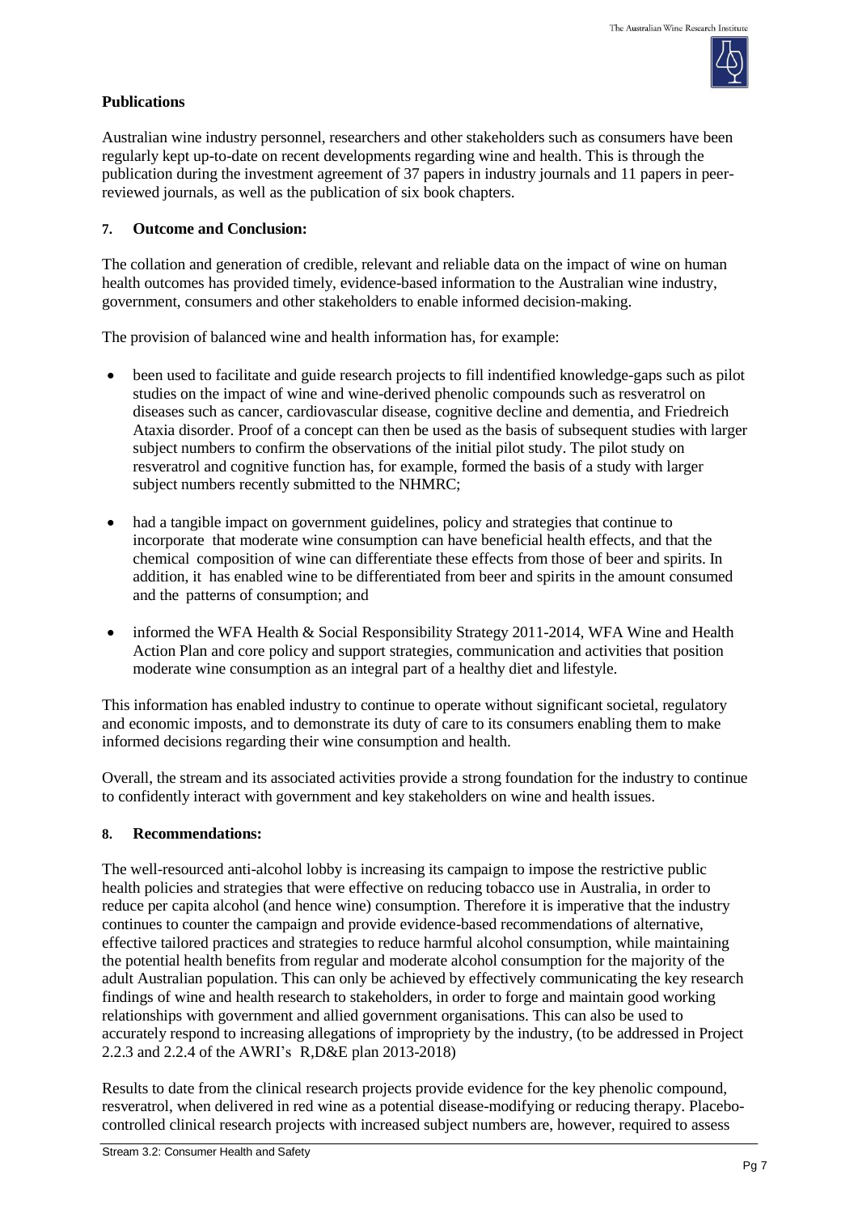**Publications**

Australian wine industry personnel, researchers and other stakeholders such as consumers have been regularly kept up-to-date on recent developments regarding wine and health. This is through the publication during the investment agreement of 37 papers in industry journals and 11 papers in peer-reviewed journals, as well as the publication of six book chapters.

## 7. Outcome and Conclusion:

The collation and generation of credible, relevant and reliable data on the impact of wine on human health outcomes has provided timely, evidence-based information to the Australian wine industry, government, consumers and other stakeholders to enable informed decision-making.

The provision of balanced wine and health information has, for example:

- been used to facilitate and guide research projects to fill indentified knowledge-gaps such as pilot studies on the impact of wine and wine-derived phenolic compounds such as resveratrol on diseases such as cancer, cardiovascular disease, cognitive decline and dementia, and Friedreich Ataxia disorder. Proof of a concept can then be used as the basis of subsequent studies with larger subject numbers to confirm the observations of the initial pilot study. The pilot study on resveratrol and cognitive function has, for example, formed the basis of a study with larger subject numbers recently submitted to the NHMRC;

- had a tangible impact on government guidelines, policy and strategies that continue to incorporate that moderate wine consumption can have beneficial health effects, and that the chemical composition of wine can differentiate these effects from those of beer and spirits. In addition, it has enabled wine to be differentiated from beer and spirits in the amount consumed and the patterns of consumption; and

- informed the WFA Health & Social Responsibility Strategy 2011-2014, WFA Wine and Health Action Plan and core policy and support strategies, communication and activities that position moderate wine consumption as an integral part of a healthy diet and lifestyle.

This information has enabled industry to continue to operate without significant societal, regulatory and economic imposts, and to demonstrate its duty of care to its consumers enabling them to make informed decisions regarding their wine consumption and health.

Overall, the stream and its associated activities provide a strong foundation for the industry to continue to confidently interact with government and key stakeholders on wine and health issues.

## 8. Recommendations:

The well-resourced anti-alcohol lobby is increasing its campaign to impose the restrictive public health policies and strategies that were effective on reducing tobacco use in Australia, in order to reduce per capita alcohol (and hence wine) consumption. Therefore it is imperative that the industry continues to counter the campaign and provide evidence-based recommendations of alternative, effective tailored practices and strategies to reduce harmful alcohol consumption, while maintaining the potential health benefits from regular and moderate alcohol consumption for the majority of the adult Australian population. This can only be achieved by effectively communicating the key research findings of wine and health research to stakeholders, in order to forge and maintain good working relationships with government and allied government organisations. This can also be used to accurately respond to increasing allegations of impropriety by the industry, (to be addressed in Project 2.2.3 and 2.2.4 of the AWRI's R,D&E plan 2013-2018)

Results to date from the clinical research projects provide evidence for the key phenolic compound, resveratrol, when delivered in red wine as a potential disease-modifying or reducing therapy. Placebo-controlled clinical research projects with increased subject numbers are, however, required to assess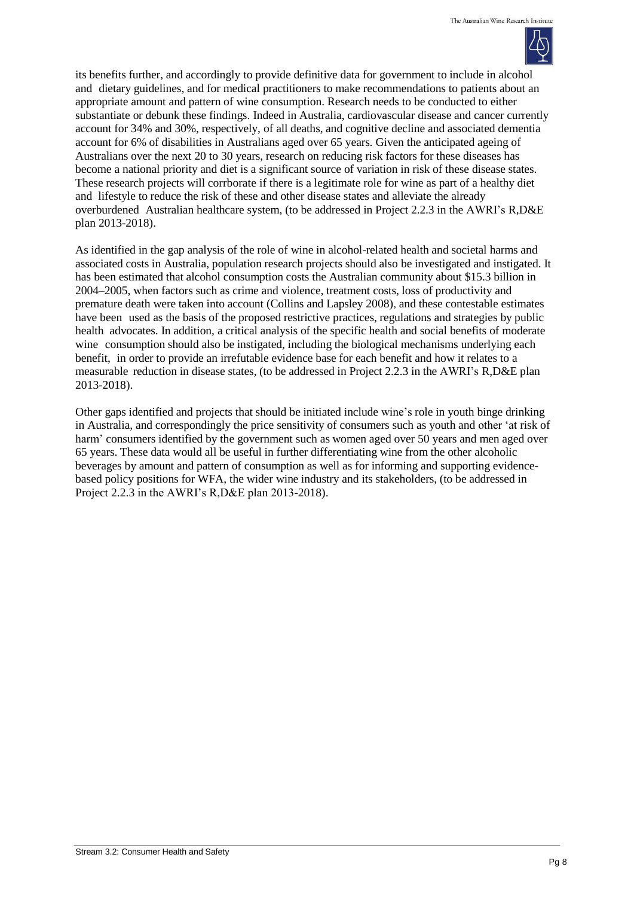its benefits further, and accordingly to provide definitive data for government to include in alcohol and dietary guidelines, and for medical practitioners to make recommendations to patients about an appropriate amount and pattern of wine consumption. Research needs to be conducted to either substantiate or debunk these findings. Indeed in Australia, cardiovascular disease and cancer currently account for 34% and 30%, respectively, of all deaths, and cognitive decline and associated dementia account for 6% of disabilities in Australians aged over 65 years. Given the anticipated ageing of Australians over the next 20 to 30 years, research on reducing risk factors for these diseases has become a national priority and diet is a significant source of variation in risk of these disease states. These research projects will corrborate if there is a legitimate role for wine as part of a healthy diet and lifestyle to reduce the risk of these and other disease states and alleviate the already overburdened Australian healthcare system, (to be addressed in Project 2.2.3 in the AWRI's R,D&E plan 2013-2018).

As identified in the gap analysis of the role of wine in alcohol-related health and societal harms and associated costs in Australia, population research projects should also be investigated and instigated. It has been estimated that alcohol consumption costs the Australian community about $15.3 billion in 2004–2005, when factors such as crime and violence, treatment costs, loss of productivity and premature death were taken into account (Collins and Lapsley 2008), and these contestable estimates have been used as the basis of the proposed restrictive practices, regulations and strategies by public health advocates. In addition, a critical analysis of the specific health and social benefits of moderate wine consumption should also be instigated, including the biological mechanisms underlying each benefit, in order to provide an irrefutable evidence base for each benefit and how it relates to a measurable reduction in disease states, (to be addressed in Project 2.2.3 in the AWRI's R,D&E plan 2013-2018).

Other gaps identified and projects that should be initiated include wine's role in youth binge drinking in Australia, and correspondingly the price sensitivity of consumers such as youth and other 'at risk of harm' consumers identified by the government such as women aged over 50 years and men aged over 65 years. These data would all be useful in further differentiating wine from the other alcoholic beverages by amount and pattern of consumption as well as for informing and supporting evidence-based policy positions for WFA, the wider wine industry and its stakeholders, (to be addressed in Project 2.2.3 in the AWRI's R,D&E plan 2013-2018).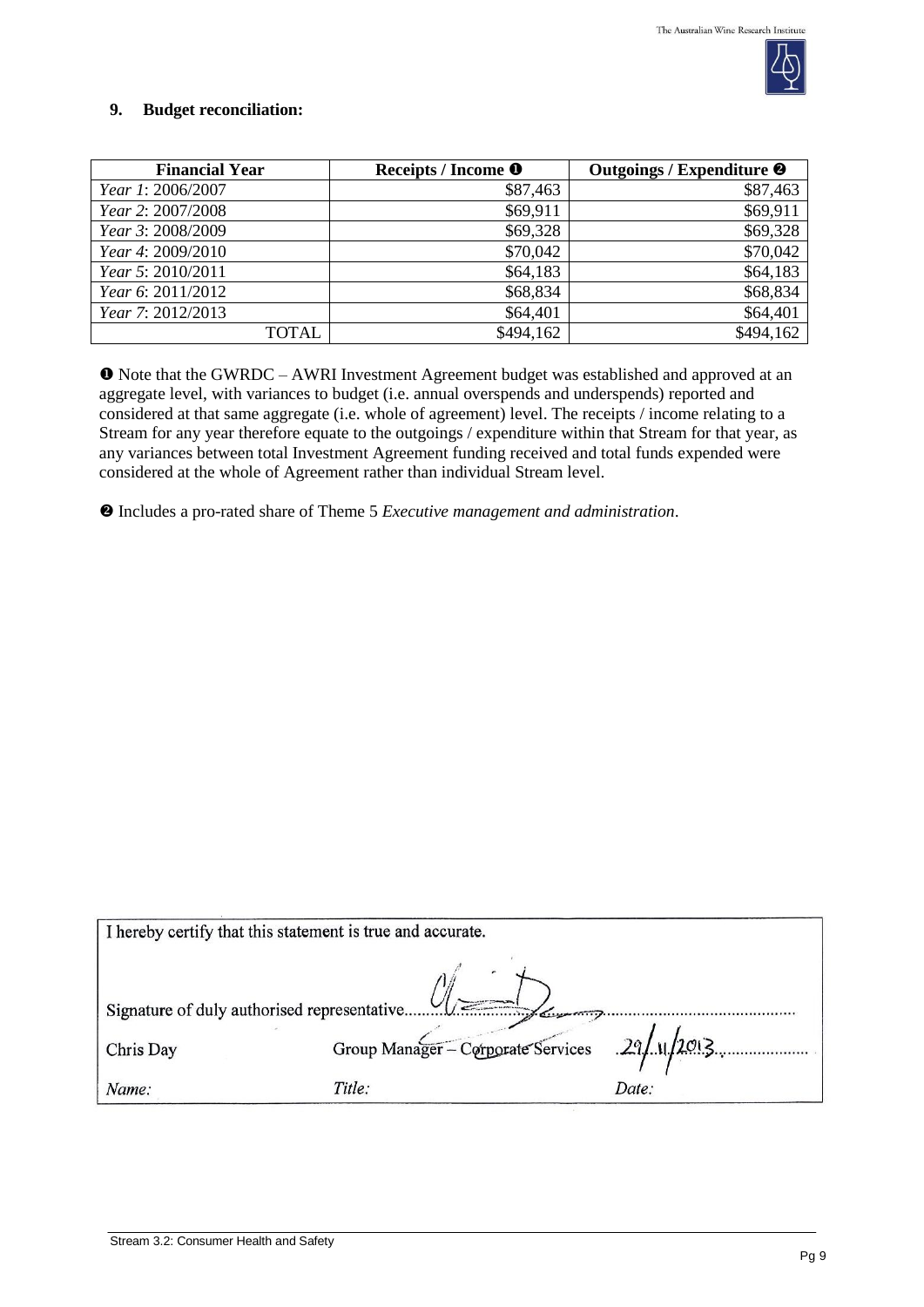## 9. Budget reconciliation:

| Financial Year | Receipts / Income ❶ | Outgoings / Expenditure ❷ |
|---|---|---|
| *Year 1*: 2006/2007 | $87,463 | $87,463 |
| *Year 2*: 2007/2008 | $69,911 | $69,911 |
| *Year 3*: 2008/2009 | $69,328 | $69,328 |
| *Year 4*: 2009/2010 | $70,042 | $70,042 |
| *Year 5*: 2010/2011 | $64,183 | $64,183 |
| *Year 6*: 2011/2012 | $68,834 | $68,834 |
| *Year 7*: 2012/2013 | $64,401 | $64,401 |
| TOTAL | $494,162 | $494,162 |

❶ Note that the GWRDC – AWRI Investment Agreement budget was established and approved at an aggregate level, with variances to budget (i.e. annual overspends and underspends) reported and considered at that same aggregate (i.e. whole of agreement) level. The receipts / income relating to a Stream for any year therefore equate to the outgoings / expenditure within that Stream for that year, as any variances between total Investment Agreement funding received and total funds expended were considered at the whole of Agreement rather than individual Stream level.

❷ Includes a pro-rated share of Theme 5 *Executive management and administration*.

I hereby certify that this statement is true and accurate.

Signature of duly authorised representative............................................

| Chris Day | Group Manager – Corporate Services | 29/11/2013 |
|---|---|---|
| *Name:* | *Title:* | *Date:* |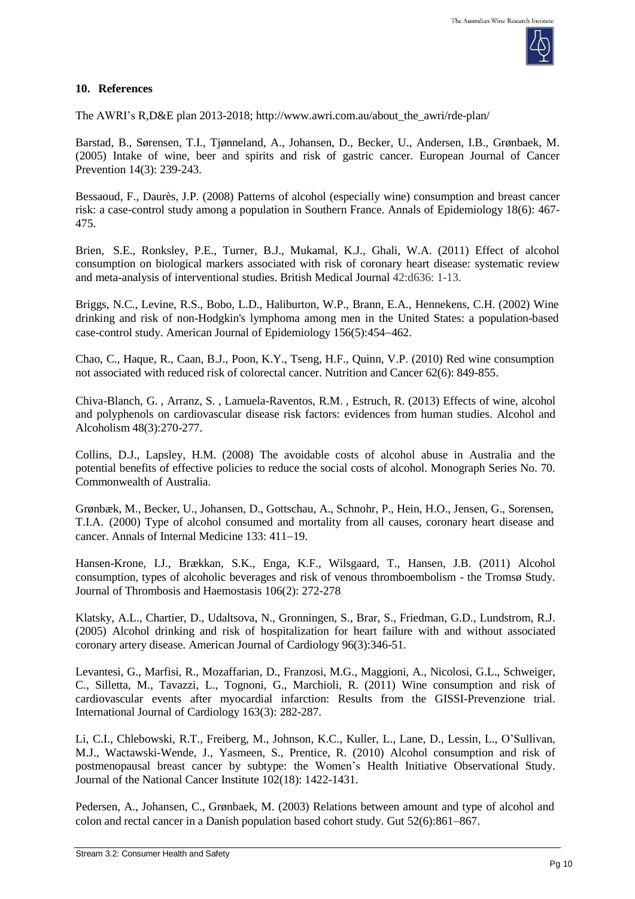## 10. References

The AWRI's R,D&E plan 2013-2018; http://www.awri.com.au/about_the_awri/rde-plan/

Barstad, B., Sørensen, T.I., Tjønneland, A., Johansen, D., Becker, U., Andersen, I.B., Grønbaek, M. (2005) Intake of wine, beer and spirits and risk of gastric cancer. European Journal of Cancer Prevention 14(3): 239-243.

Bessaoud, F., Daurès, J.P. (2008) Patterns of alcohol (especially wine) consumption and breast cancer risk: a case-control study among a population in Southern France. Annals of Epidemiology 18(6): 467-475.

Brien, S.E., Ronksley, P.E., Turner, B.J., Mukamal, K.J., Ghali, W.A. (2011) Effect of alcohol consumption on biological markers associated with risk of coronary heart disease: systematic review and meta-analysis of interventional studies. British Medical Journal 42:d636: 1-13.

Briggs, N.C., Levine, R.S., Bobo, L.D., Haliburton, W.P., Brann, E.A., Hennekens, C.H. (2002) Wine drinking and risk of non-Hodgkin's lymphoma among men in the United States: a population-based case-control study. American Journal of Epidemiology 156(5):454–462.

Chao, C., Haque, R., Caan, B.J., Poon, K.Y., Tseng, H.F., Quinn, V.P. (2010) Red wine consumption not associated with reduced risk of colorectal cancer. Nutrition and Cancer 62(6): 849-855.

Chiva-Blanch, G. , Arranz, S. , Lamuela-Raventos, R.M. , Estruch, R. (2013) Effects of wine, alcohol and polyphenols on cardiovascular disease risk factors: evidences from human studies. Alcohol and Alcoholism 48(3):270-277.

Collins, D.J., Lapsley, H.M. (2008) The avoidable costs of alcohol abuse in Australia and the potential benefits of effective policies to reduce the social costs of alcohol. Monograph Series No. 70. Commonwealth of Australia.

Grønbæk, M., Becker, U., Johansen, D., Gottschau, A., Schnohr, P., Hein, H.O., Jensen, G., Sorensen, T.I.A. (2000) Type of alcohol consumed and mortality from all causes, coronary heart disease and cancer. Annals of Internal Medicine 133: 411–19.

Hansen-Krone, I.J., Brækkan, S.K., Enga, K.F., Wilsgaard, T., Hansen, J.B. (2011) Alcohol consumption, types of alcoholic beverages and risk of venous thromboembolism - the Tromsø Study. Journal of Thrombosis and Haemostasis 106(2): 272-278

Klatsky, A.L., Chartier, D., Udaltsova, N., Gronningen, S., Brar, S., Friedman, G.D., Lundstrom, R.J. (2005) Alcohol drinking and risk of hospitalization for heart failure with and without associated coronary artery disease. American Journal of Cardiology 96(3):346-51.

Levantesi, G., Marfisi, R., Mozaffarian, D., Franzosi, M.G., Maggioni, A., Nicolosi, G.L., Schweiger, C., Silletta, M., Tavazzi, L., Tognoni, G., Marchioli, R. (2011) Wine consumption and risk of cardiovascular events after myocardial infarction: Results from the GISSI-Prevenzione trial. International Journal of Cardiology 163(3): 282-287.

Li, C.I., Chlebowski, R.T., Freiberg, M., Johnson, K.C., Kuller, L., Lane, D., Lessin, L., O'Sullivan, M.J., Wactawski-Wende, J., Yasmeen, S., Prentice, R. (2010) Alcohol consumption and risk of postmenopausal breast cancer by subtype: the Women's Health Initiative Observational Study. Journal of the National Cancer Institute 102(18): 1422-1431.

Pedersen, A., Johansen, C., Grønbaek, M. (2003) Relations between amount and type of alcohol and colon and rectal cancer in a Danish population based cohort study. Gut 52(6):861–867.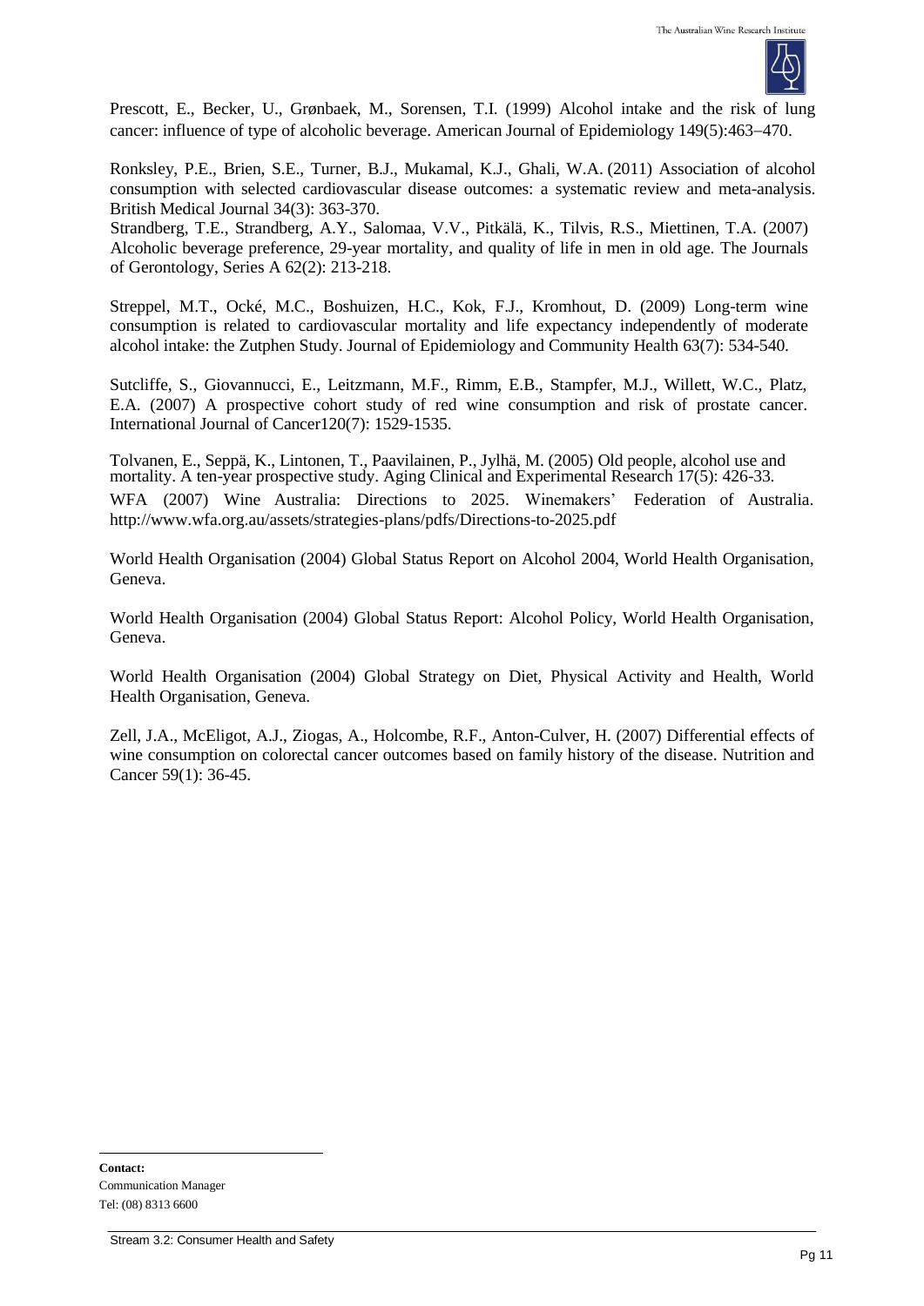Prescott, E., Becker, U., Grønbaek, M., Sorensen, T.I. (1999) Alcohol intake and the risk of lung cancer: influence of type of alcoholic beverage. American Journal of Epidemiology 149(5):463–470.

Ronksley, P.E., Brien, S.E., Turner, B.J., Mukamal, K.J., Ghali, W.A. (2011) Association of alcohol consumption with selected cardiovascular disease outcomes: a systematic review and meta-analysis. British Medical Journal 34(3): 363-370.

Strandberg, T.E., Strandberg, A.Y., Salomaa, V.V., Pitkälä, K., Tilvis, R.S., Miettinen, T.A. (2007) Alcoholic beverage preference, 29-year mortality, and quality of life in men in old age. The Journals of Gerontology, Series A 62(2): 213-218.

Streppel, M.T., Ocké, M.C., Boshuizen, H.C., Kok, F.J., Kromhout, D. (2009) Long-term wine consumption is related to cardiovascular mortality and life expectancy independently of moderate alcohol intake: the Zutphen Study. Journal of Epidemiology and Community Health 63(7): 534-540.

Sutcliffe, S., Giovannucci, E., Leitzmann, M.F., Rimm, E.B., Stampfer, M.J., Willett, W.C., Platz, E.A. (2007) A prospective cohort study of red wine consumption and risk of prostate cancer. International Journal of Cancer120(7): 1529-1535.

Tolvanen, E., Seppä, K., Lintonen, T., Paavilainen, P., Jylhä, M. (2005) Old people, alcohol use and mortality. A ten-year prospective study. Aging Clinical and Experimental Research 17(5): 426-33.

WFA (2007) Wine Australia: Directions to 2025. Winemakers' Federation of Australia. http://www.wfa.org.au/assets/strategies-plans/pdfs/Directions-to-2025.pdf

World Health Organisation (2004) Global Status Report on Alcohol 2004, World Health Organisation, Geneva.

World Health Organisation (2004) Global Status Report: Alcohol Policy, World Health Organisation, Geneva.

World Health Organisation (2004) Global Strategy on Diet, Physical Activity and Health, World Health Organisation, Geneva.

Zell, J.A., McEligot, A.J., Ziogas, A., Holcombe, R.F., Anton-Culver, H. (2007) Differential effects of wine consumption on colorectal cancer outcomes based on family history of the disease. Nutrition and Cancer 59(1): 36-45.

**Contact:**
Communication Manager
Tel: (08) 8313 6600